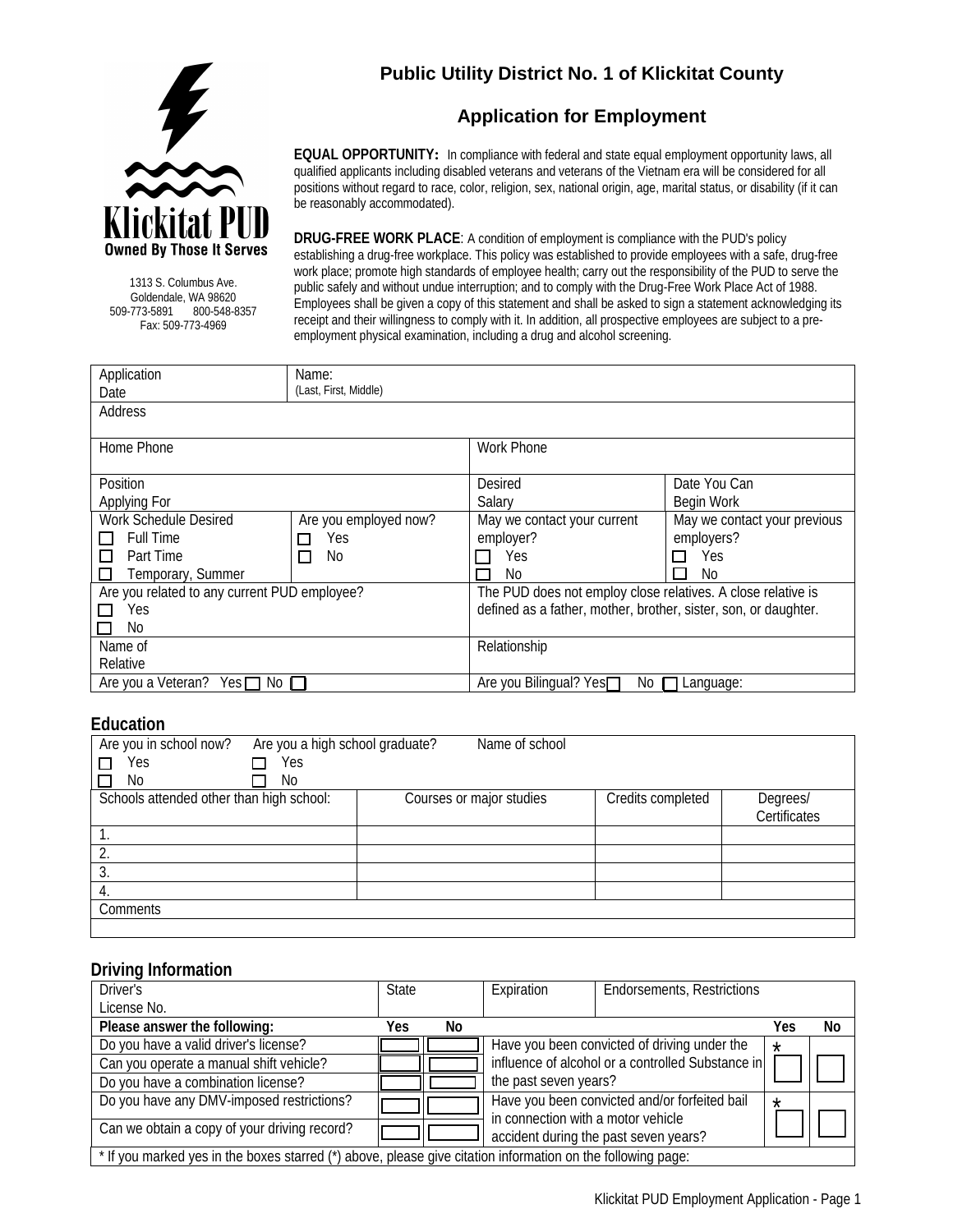Klickitat PUD
Owned By Those It Serves

1313 S. Columbus Ave.
Goldendale, WA 98620
509-773-5891 800-548-8357
Fax: 509-773-4969

# Public Utility District No. 1 of Klickitat County

## Application for Employment

**EQUAL OPPORTUNITY:** In compliance with federal and state equal employment opportunity laws, all qualified applicants including disabled veterans and veterans of the Vietnam era will be considered for all positions without regard to race, color, religion, sex, national origin, age, marital status, or disability (if it can be reasonably accommodated).

**DRUG-FREE WORK PLACE**: A condition of employment is compliance with the PUD's policy establishing a drug-free workplace. This policy was established to provide employees with a safe, drug-free work place; promote high standards of employee health; carry out the responsibility of the PUD to serve the public safely and without undue interruption; and to comply with the Drug-Free Work Place Act of 1988. Employees shall be given a copy of this statement and shall be asked to sign a statement acknowledging its receipt and their willingness to comply with it. In addition, all prospective employees are subject to a pre-employment physical examination, including a drug and alcohol screening.

| | | | |
|---|---|---|---|
| Application Date | Name: (Last, First, Middle) | | |
| Address | | | |
| Home Phone | | Work Phone | |
| Position Applying For | | Desired Salary | Date You Can Begin Work |
| Work Schedule Desired<br>☐ Full Time<br>☐ Part Time<br>☐ Temporary, Summer | Are you employed now?<br>☐ Yes<br>☐ No | May we contact your current employer?<br>☐ Yes<br>☐ No | May we contact your previous employers?<br>☐ Yes<br>☐ No |
| Are you related to any current PUD employee?<br>☐ Yes<br>☐ No | | The PUD does not employ close relatives. A close relative is defined as a father, mother, brother, sister, son, or daughter. | |
| Name of Relative | | Relationship | |
| Are you a Veteran? Yes ☐ No ☐ | | Are you Bilingual? Yes ☐ No ☐ Language: | |

### Education

| | | | |
|---|---|---|---|
| Are you in school now?<br>☐ Yes<br>☐ No | Are you a high school graduate?<br>☐ Yes<br>☐ No | Name of school | |
| Schools attended other than high school: | Courses or major studies | Credits completed | Degrees/ Certificates |
| 1. | | | |
| 2. | | | |
| 3. | | | |
| 4. | | | |
| Comments | | | |
| | | | |

### Driving Information

| | | | | | | |
|---|---|---|---|---|---|---|
| Driver's License No. | State | | Expiration | Endorsements, Restrictions | | |
| **Please answer the following:** | **Yes** | **No** | | | **Yes** | **No** |
| Do you have a valid driver's license? | ☐ | ☐ | Have you been convicted of driving under the influence of alcohol or a controlled Substance in the past seven years? | | * ☐ | ☐ |
| Can you operate a manual shift vehicle? | ☐ | ☐ | | | | |
| Do you have a combination license? | ☐ | ☐ | | | | |
| Do you have any DMV-imposed restrictions? | ☐ | ☐ | Have you been convicted and/or forfeited bail in connection with a motor vehicle accident during the past seven years? | | * ☐ | ☐ |
| Can we obtain a copy of your driving record? | ☐ | ☐ | | | | |
| * If you marked yes in the boxes starred (*) above, please give citation information on the following page: | | | | | | |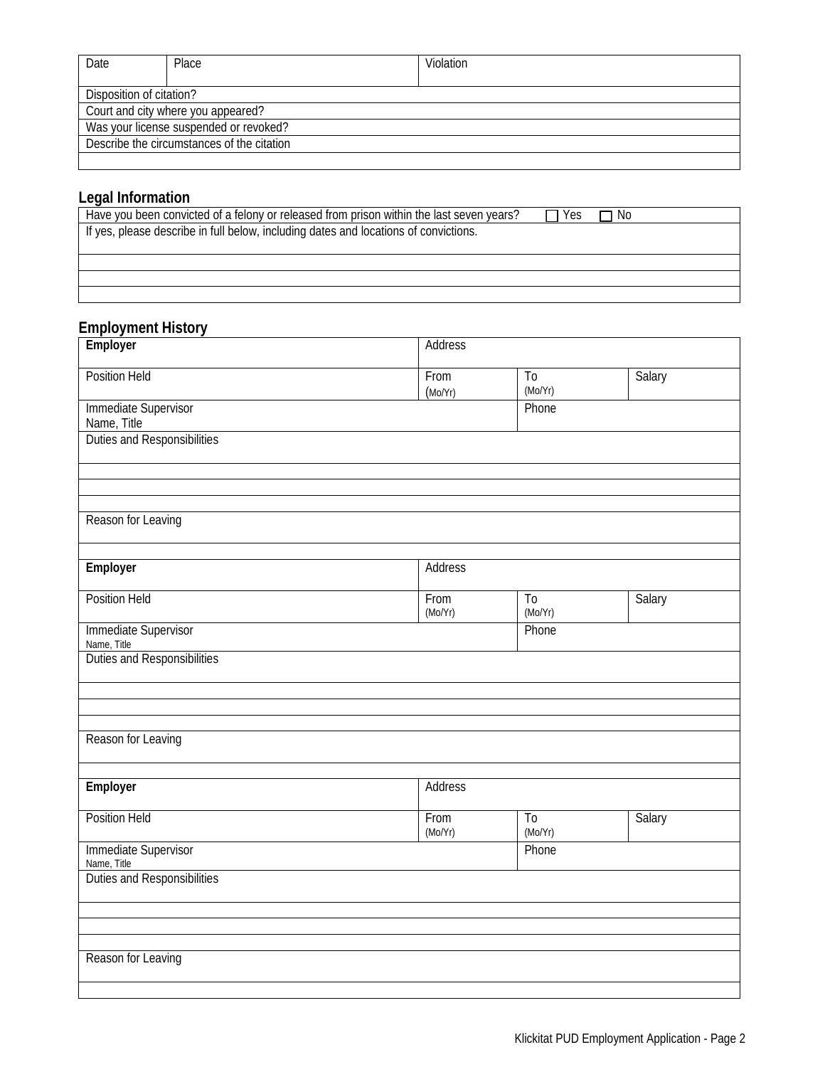| Date | Place | Violation |
|---|---|---|
| Disposition of citation? | | |
| Court and city where you appeared? | | |
| Was your license suspended or revoked? | | |
| Describe the circumstances of the citation | | |
| | | |

## Legal Information

| Have you been convicted of a felony or released from prison within the last seven years? ☐ Yes ☐ No |
|---|
| If yes, please describe in full below, including dates and locations of convictions. |
| |
| |
| |

## Employment History

| **Employer** | | Address | |
|---|---|---|---|
| Position Held | From (Mo/Yr) | To (Mo/Yr) | Salary |
| Immediate Supervisor Name, Title | | Phone | |
| Duties and Responsibilities | | | |
| | | | |
| | | | |
| | | | |
| Reason for Leaving | | | |
| | | | |

| **Employer** | | Address | |
|---|---|---|---|
| Position Held | From (Mo/Yr) | To (Mo/Yr) | Salary |
| Immediate Supervisor Name, Title | | Phone | |
| Duties and Responsibilities | | | |
| | | | |
| | | | |
| | | | |
| Reason for Leaving | | | |
| | | | |

| **Employer** | | Address | |
|---|---|---|---|
| Position Held | From (Mo/Yr) | To (Mo/Yr) | Salary |
| Immediate Supervisor Name, Title | | Phone | |
| Duties and Responsibilities | | | |
| | | | |
| | | | |
| | | | |
| Reason for Leaving | | | |
| | | | |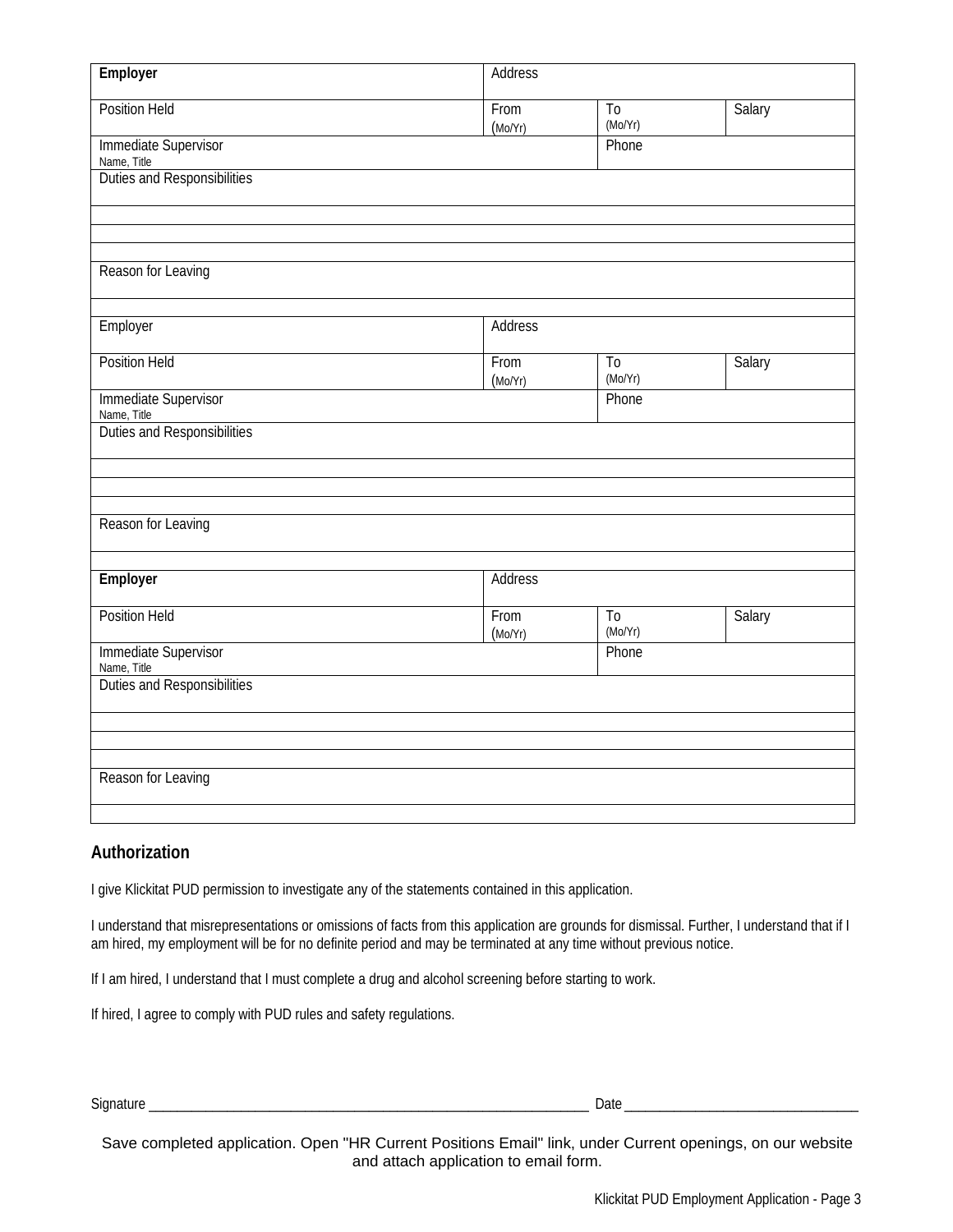| | | | |
|---|---|---|---|
| **Employer** | Address | | |
| Position Held | From (Mo/Yr) | To (Mo/Yr) | Salary |
| Immediate Supervisor Name, Title | | Phone | |
| Duties and Responsibilities | | | |
| | | | |
| | | | |
| | | | |
| Reason for Leaving | | | |
| | | | |
| Employer | Address | | |
| Position Held | From (Mo/Yr) | To (Mo/Yr) | Salary |
| Immediate Supervisor Name, Title | | Phone | |
| Duties and Responsibilities | | | |
| | | | |
| | | | |
| | | | |
| Reason for Leaving | | | |
| | | | |
| **Employer** | Address | | |
| Position Held | From (Mo/Yr) | To (Mo/Yr) | Salary |
| Immediate Supervisor Name, Title | | Phone | |
| Duties and Responsibilities | | | |
| | | | |
| | | | |
| | | | |
| Reason for Leaving | | | |
| | | | |

## Authorization

I give Klickitat PUD permission to investigate any of the statements contained in this application.

I understand that misrepresentations or omissions of facts from this application are grounds for dismissal. Further, I understand that if I am hired, my employment will be for no definite period and may be terminated at any time without previous notice.

If I am hired, I understand that I must complete a drug and alcohol screening before starting to work.

If hired, I agree to comply with PUD rules and safety regulations.

Signature ______________________________________________________________ Date ________________________________

Save completed application. Open "HR Current Positions Email" link, under Current openings, on our website and attach application to email form.